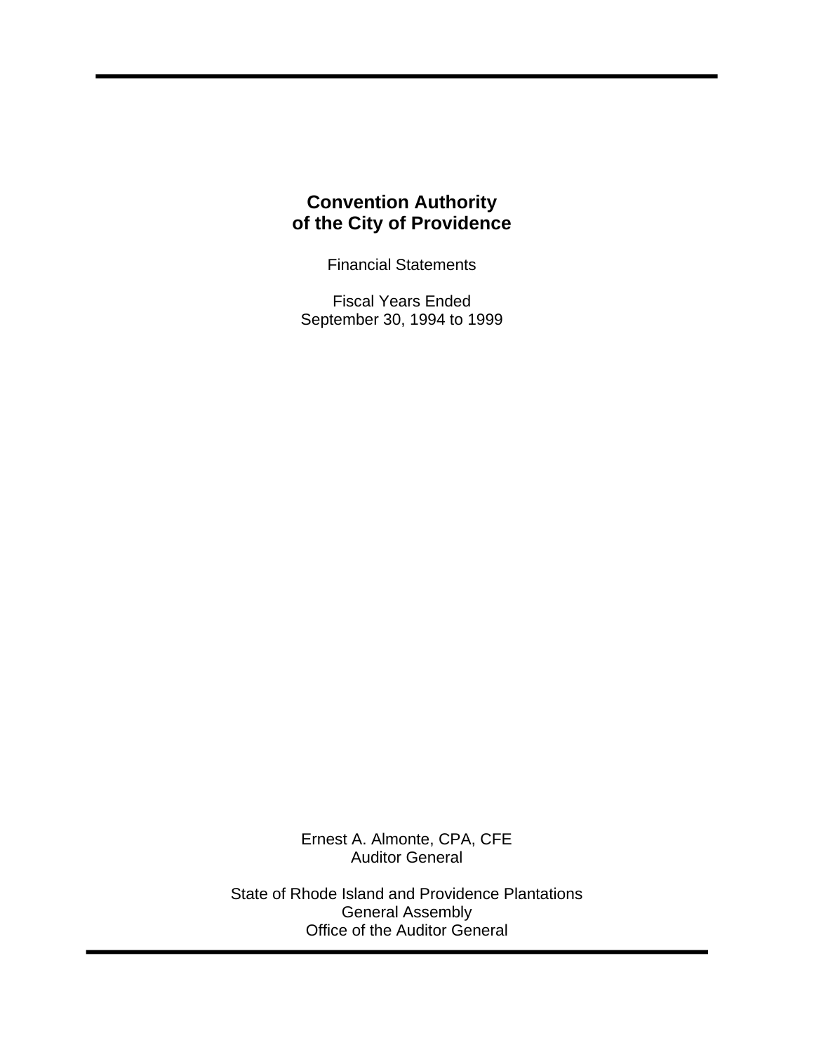# Convention Authority of the City of Providence

Financial Statements

Fiscal Years Ended
September 30, 1994 to 1999

Ernest A. Almonte, CPA, CFE
Auditor General

State of Rhode Island and Providence Plantations
General Assembly
Office of the Auditor General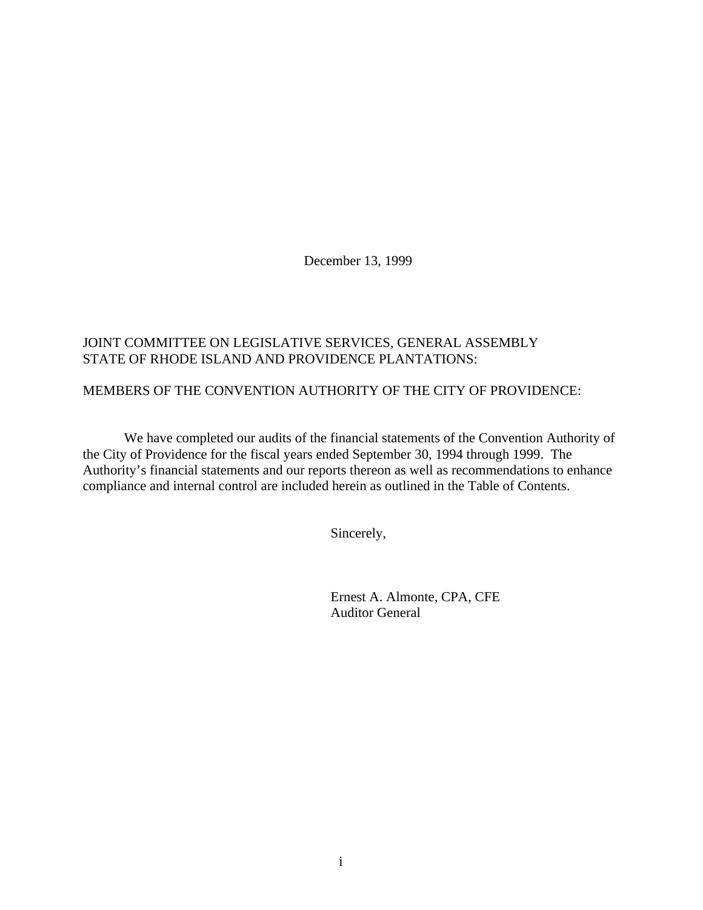December 13, 1999

JOINT COMMITTEE ON LEGISLATIVE SERVICES, GENERAL ASSEMBLY
STATE OF RHODE ISLAND AND PROVIDENCE PLANTATIONS:

MEMBERS OF THE CONVENTION AUTHORITY OF THE CITY OF PROVIDENCE:

We have completed our audits of the financial statements of the Convention Authority of the City of Providence for the fiscal years ended September 30, 1994 through 1999. The Authority's financial statements and our reports thereon as well as recommendations to enhance compliance and internal control are included herein as outlined in the Table of Contents.

Sincerely,

Ernest A. Almonte, CPA, CFE
Auditor General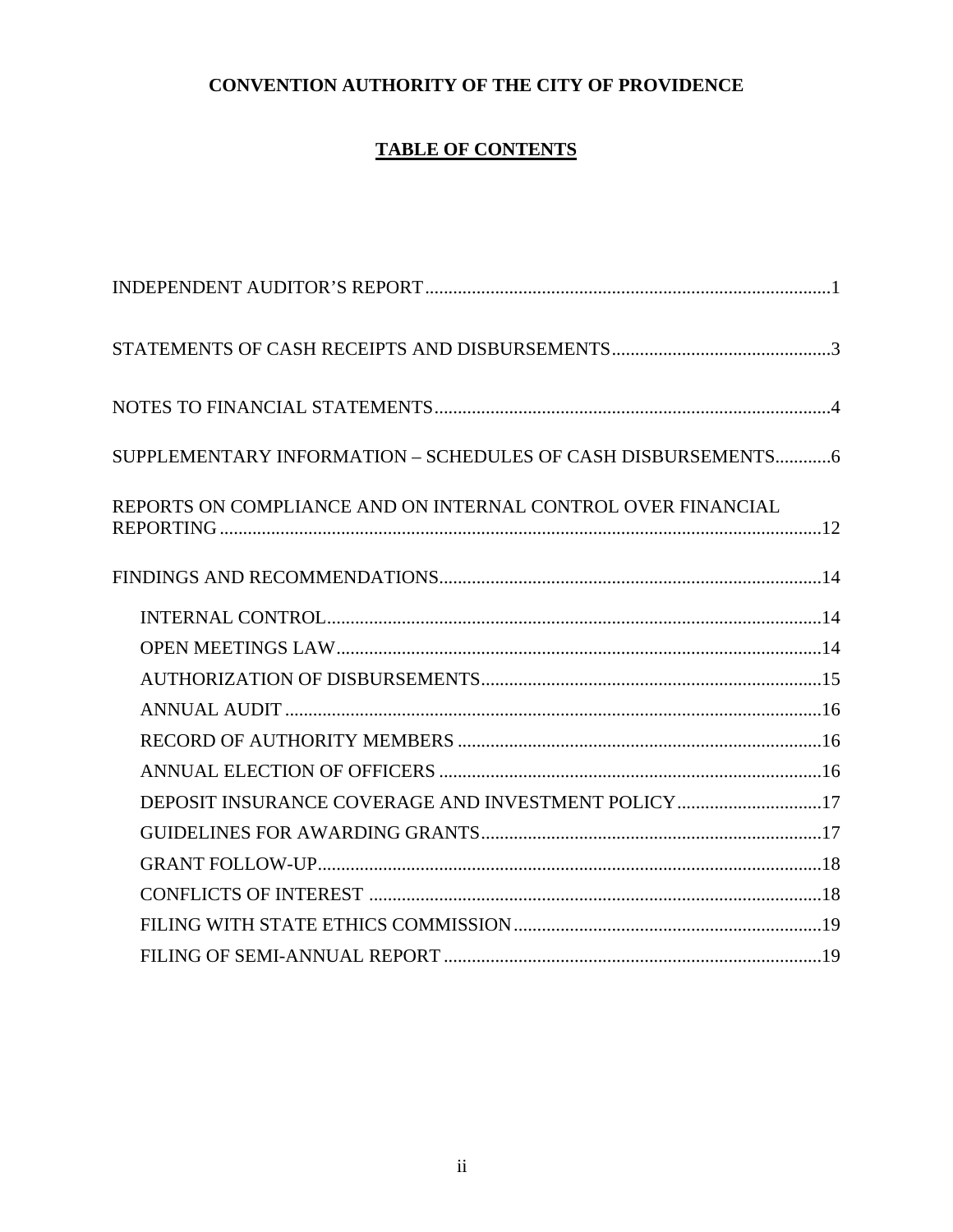**CONVENTION AUTHORITY OF THE CITY OF PROVIDENCE**

**TABLE OF CONTENTS**

INDEPENDENT AUDITOR'S REPORT....................................................1

STATEMENTS OF CASH RECEIPTS AND DISBURSEMENTS....................................................3

NOTES TO FINANCIAL STATEMENTS....................................................4

SUPPLEMENTARY INFORMATION – SCHEDULES OF CASH DISBURSEMENTS............6

REPORTS ON COMPLIANCE AND ON INTERNAL CONTROL OVER FINANCIAL REPORTING....................................................12

FINDINGS AND RECOMMENDATIONS....................................................14

- INTERNAL CONTROL....................................................14
- OPEN MEETINGS LAW....................................................14
- AUTHORIZATION OF DISBURSEMENTS....................................................15
- ANNUAL AUDIT....................................................16
- RECORD OF AUTHORITY MEMBERS....................................................16
- ANNUAL ELECTION OF OFFICERS....................................................16
- DEPOSIT INSURANCE COVERAGE AND INVESTMENT POLICY....................................................17
- GUIDELINES FOR AWARDING GRANTS....................................................17
- GRANT FOLLOW-UP....................................................18
- CONFLICTS OF INTEREST....................................................18
- FILING WITH STATE ETHICS COMMISSION....................................................19
- FILING OF SEMI-ANNUAL REPORT....................................................19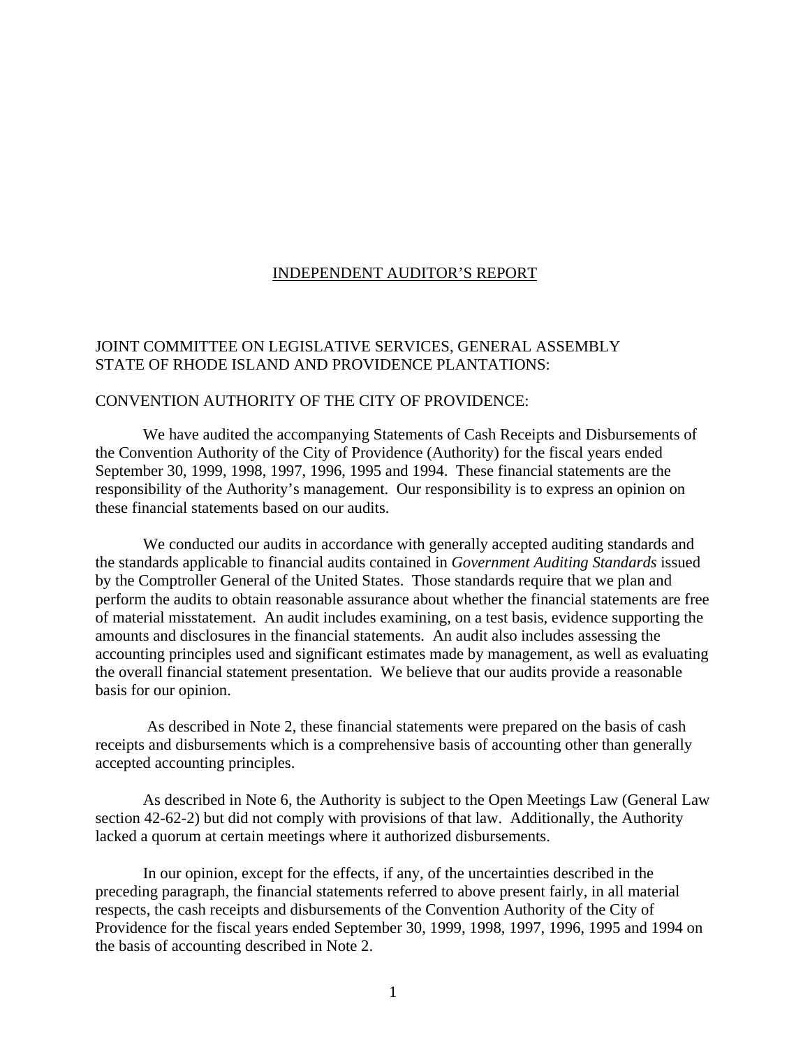# INDEPENDENT AUDITOR'S REPORT

JOINT COMMITTEE ON LEGISLATIVE SERVICES, GENERAL ASSEMBLY
STATE OF RHODE ISLAND AND PROVIDENCE PLANTATIONS:

CONVENTION AUTHORITY OF THE CITY OF PROVIDENCE:

We have audited the accompanying Statements of Cash Receipts and Disbursements of the Convention Authority of the City of Providence (Authority) for the fiscal years ended September 30, 1999, 1998, 1997, 1996, 1995 and 1994. These financial statements are the responsibility of the Authority's management. Our responsibility is to express an opinion on these financial statements based on our audits.

We conducted our audits in accordance with generally accepted auditing standards and the standards applicable to financial audits contained in *Government Auditing Standards* issued by the Comptroller General of the United States. Those standards require that we plan and perform the audits to obtain reasonable assurance about whether the financial statements are free of material misstatement. An audit includes examining, on a test basis, evidence supporting the amounts and disclosures in the financial statements. An audit also includes assessing the accounting principles used and significant estimates made by management, as well as evaluating the overall financial statement presentation. We believe that our audits provide a reasonable basis for our opinion.

As described in Note 2, these financial statements were prepared on the basis of cash receipts and disbursements which is a comprehensive basis of accounting other than generally accepted accounting principles.

As described in Note 6, the Authority is subject to the Open Meetings Law (General Law section 42-62-2) but did not comply with provisions of that law. Additionally, the Authority lacked a quorum at certain meetings where it authorized disbursements.

In our opinion, except for the effects, if any, of the uncertainties described in the preceding paragraph, the financial statements referred to above present fairly, in all material respects, the cash receipts and disbursements of the Convention Authority of the City of Providence for the fiscal years ended September 30, 1999, 1998, 1997, 1996, 1995 and 1994 on the basis of accounting described in Note 2.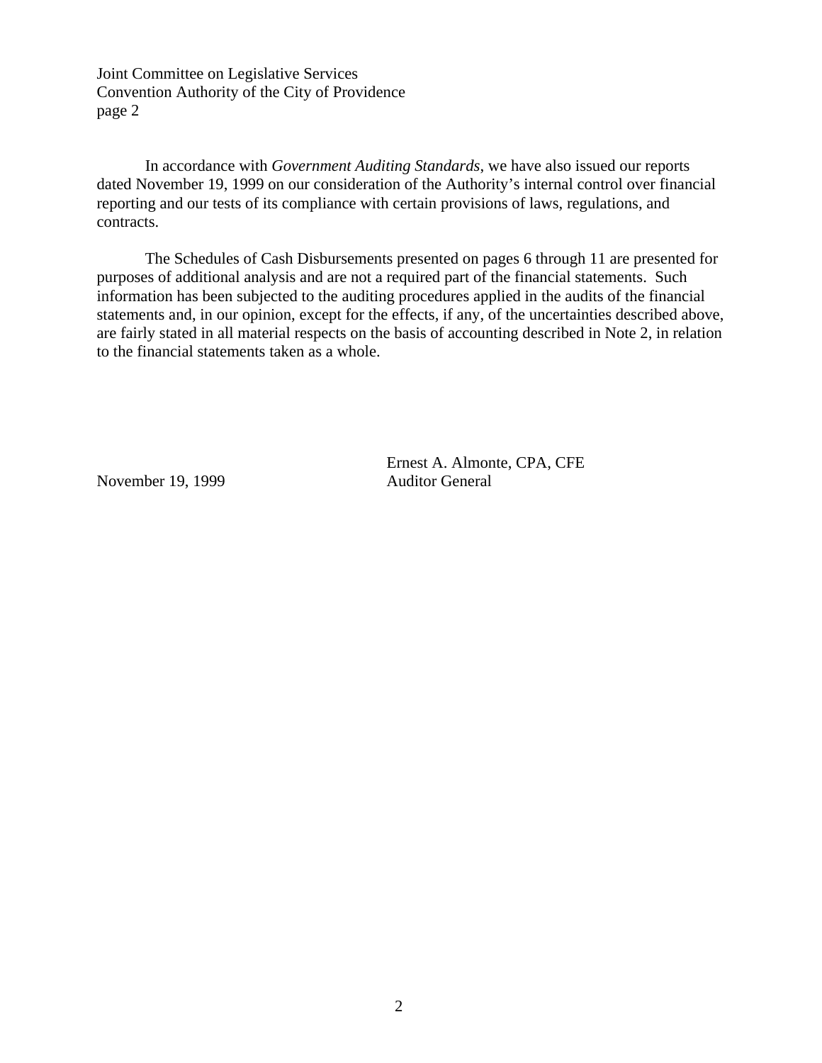In accordance with *Government Auditing Standards*, we have also issued our reports dated November 19, 1999 on our consideration of the Authority's internal control over financial reporting and our tests of its compliance with certain provisions of laws, regulations, and contracts.

The Schedules of Cash Disbursements presented on pages 6 through 11 are presented for purposes of additional analysis and are not a required part of the financial statements. Such information has been subjected to the auditing procedures applied in the audits of the financial statements and, in our opinion, except for the effects, if any, of the uncertainties described above, are fairly stated in all material respects on the basis of accounting described in Note 2, in relation to the financial statements taken as a whole.

Ernest A. Almonte, CPA, CFE
Auditor General

November 19, 1999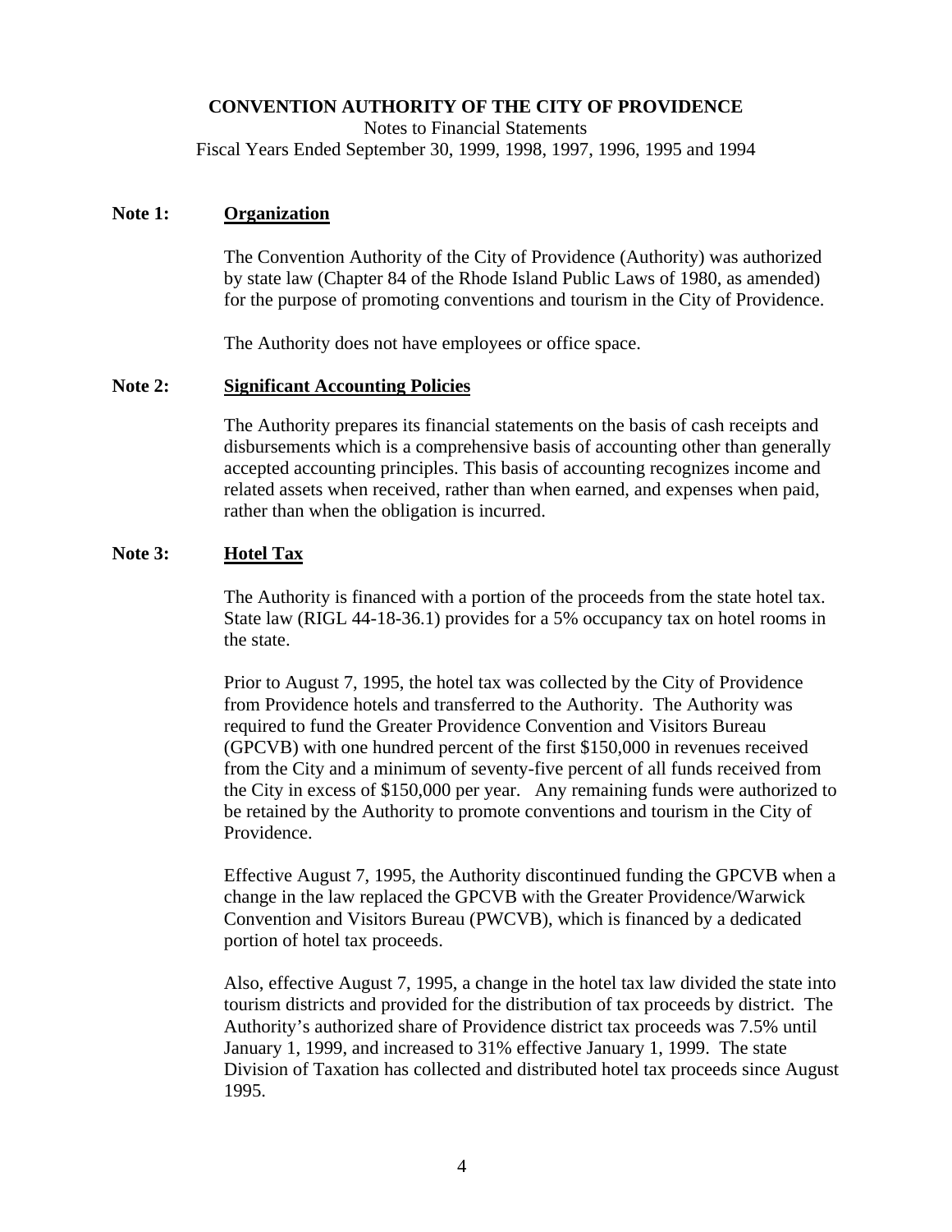**CONVENTION AUTHORITY OF THE CITY OF PROVIDENCE**
Notes to Financial Statements
Fiscal Years Ended September 30, 1999, 1998, 1997, 1996, 1995 and 1994

**Note 1: Organization**

The Convention Authority of the City of Providence (Authority) was authorized by state law (Chapter 84 of the Rhode Island Public Laws of 1980, as amended) for the purpose of promoting conventions and tourism in the City of Providence.

The Authority does not have employees or office space.

**Note 2: Significant Accounting Policies**

The Authority prepares its financial statements on the basis of cash receipts and disbursements which is a comprehensive basis of accounting other than generally accepted accounting principles. This basis of accounting recognizes income and related assets when received, rather than when earned, and expenses when paid, rather than when the obligation is incurred.

**Note 3: Hotel Tax**

The Authority is financed with a portion of the proceeds from the state hotel tax. State law (RIGL 44-18-36.1) provides for a 5% occupancy tax on hotel rooms in the state.

Prior to August 7, 1995, the hotel tax was collected by the City of Providence from Providence hotels and transferred to the Authority. The Authority was required to fund the Greater Providence Convention and Visitors Bureau (GPCVB) with one hundred percent of the first $150,000 in revenues received from the City and a minimum of seventy-five percent of all funds received from the City in excess of $150,000 per year. Any remaining funds were authorized to be retained by the Authority to promote conventions and tourism in the City of Providence.

Effective August 7, 1995, the Authority discontinued funding the GPCVB when a change in the law replaced the GPCVB with the Greater Providence/Warwick Convention and Visitors Bureau (PWCVB), which is financed by a dedicated portion of hotel tax proceeds.

Also, effective August 7, 1995, a change in the hotel tax law divided the state into tourism districts and provided for the distribution of tax proceeds by district. The Authority's authorized share of Providence district tax proceeds was 7.5% until January 1, 1999, and increased to 31% effective January 1, 1999. The state Division of Taxation has collected and distributed hotel tax proceeds since August 1995.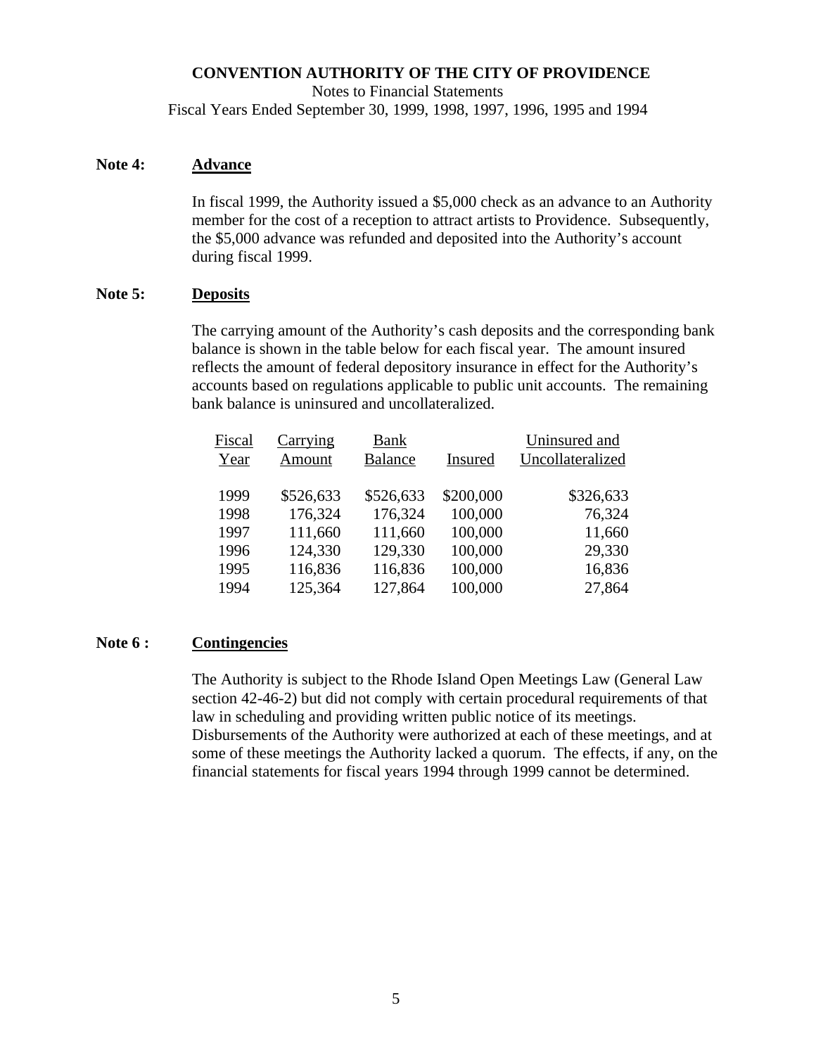**CONVENTION AUTHORITY OF THE CITY OF PROVIDENCE**

Notes to Financial Statements

Fiscal Years Ended September 30, 1999, 1998, 1997, 1996, 1995 and 1994

**Note 4: Advance**

In fiscal 1999, the Authority issued a $5,000 check as an advance to an Authority member for the cost of a reception to attract artists to Providence. Subsequently, the $5,000 advance was refunded and deposited into the Authority's account during fiscal 1999.

**Note 5: Deposits**

The carrying amount of the Authority's cash deposits and the corresponding bank balance is shown in the table below for each fiscal year. The amount insured reflects the amount of federal depository insurance in effect for the Authority's accounts based on regulations applicable to public unit accounts. The remaining bank balance is uninsured and uncollateralized.

| Fiscal Year | Carrying Amount | Bank Balance | Insured | Uninsured and Uncollateralized |
|---|---|---|---|---|
| 1999 | $526,633 | $526,633 | $200,000 | $326,633 |
| 1998 | 176,324 | 176,324 | 100,000 | 76,324 |
| 1997 | 111,660 | 111,660 | 100,000 | 11,660 |
| 1996 | 124,330 | 129,330 | 100,000 | 29,330 |
| 1995 | 116,836 | 116,836 | 100,000 | 16,836 |
| 1994 | 125,364 | 127,864 | 100,000 | 27,864 |

**Note 6 : Contingencies**

The Authority is subject to the Rhode Island Open Meetings Law (General Law section 42-46-2) but did not comply with certain procedural requirements of that law in scheduling and providing written public notice of its meetings. Disbursements of the Authority were authorized at each of these meetings, and at some of these meetings the Authority lacked a quorum. The effects, if any, on the financial statements for fiscal years 1994 through 1999 cannot be determined.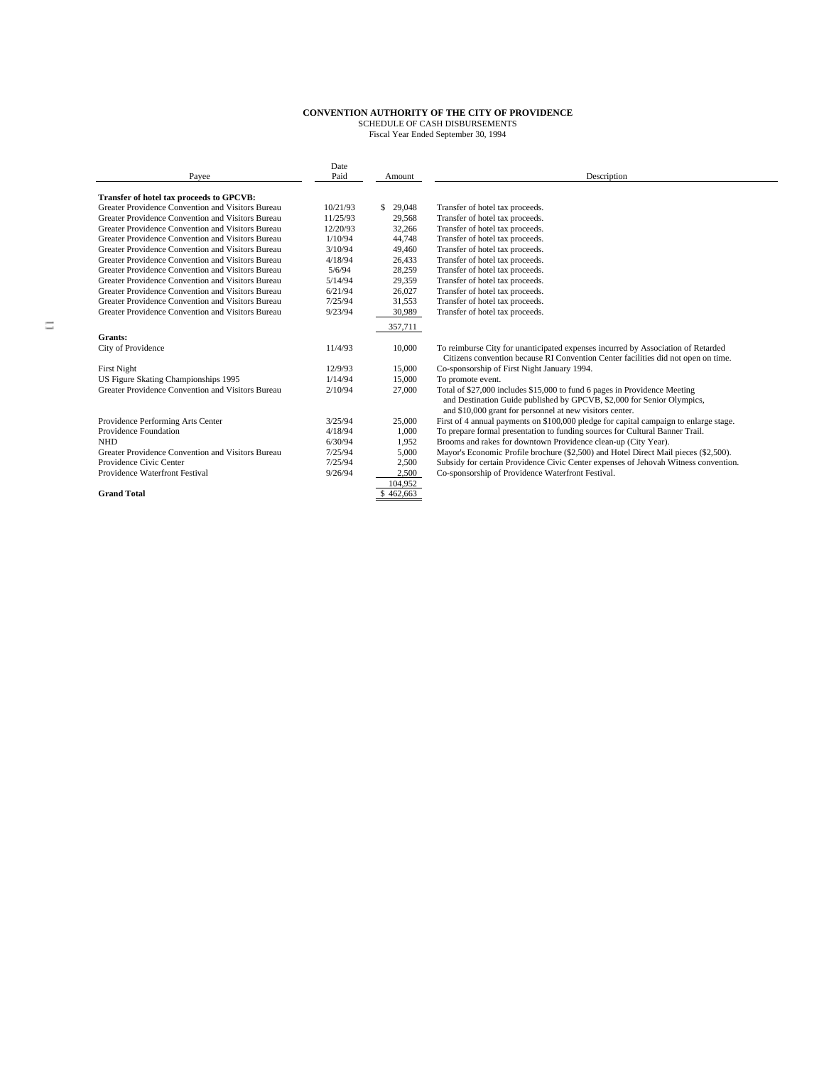**CONVENTION AUTHORITY OF THE CITY OF PROVIDENCE**
SCHEDULE OF CASH DISBURSEMENTS
Fiscal Year Ended September 30, 1994

| Payee | Date Paid | Amount | Description |
|---|---|---|---|
| **Transfer of hotel tax proceeds to GPCVB:** | | | |
| Greater Providence Convention and Visitors Bureau | 10/21/93 | $ 29,048 | Transfer of hotel tax proceeds. |
| Greater Providence Convention and Visitors Bureau | 11/25/93 | 29,568 | Transfer of hotel tax proceeds. |
| Greater Providence Convention and Visitors Bureau | 12/20/93 | 32,266 | Transfer of hotel tax proceeds. |
| Greater Providence Convention and Visitors Bureau | 1/10/94 | 44,748 | Transfer of hotel tax proceeds. |
| Greater Providence Convention and Visitors Bureau | 3/10/94 | 49,460 | Transfer of hotel tax proceeds. |
| Greater Providence Convention and Visitors Bureau | 4/18/94 | 26,433 | Transfer of hotel tax proceeds. |
| Greater Providence Convention and Visitors Bureau | 5/6/94 | 28,259 | Transfer of hotel tax proceeds. |
| Greater Providence Convention and Visitors Bureau | 5/14/94 | 29,359 | Transfer of hotel tax proceeds. |
| Greater Providence Convention and Visitors Bureau | 6/21/94 | 26,027 | Transfer of hotel tax proceeds. |
| Greater Providence Convention and Visitors Bureau | 7/25/94 | 31,553 | Transfer of hotel tax proceeds. |
| Greater Providence Convention and Visitors Bureau | 9/23/94 | 30,989 | Transfer of hotel tax proceeds. |
| | | 357,711 | |
| **Grants:** | | | |
| City of Providence | 11/4/93 | 10,000 | To reimburse City for unanticipated expenses incurred by Association of Retarded Citizens convention because RI Convention Center facilities did not open on time. |
| First Night | 12/9/93 | 15,000 | Co-sponsorship of First Night January 1994. |
| US Figure Skating Championships 1995 | 1/14/94 | 15,000 | To promote event. |
| Greater Providence Convention and Visitors Bureau | 2/10/94 | 27,000 | Total of $27,000 includes $15,000 to fund 6 pages in Providence Meeting and Destination Guide published by GPCVB, $2,000 for Senior Olympics, and $10,000 grant for personnel at new visitors center. |
| Providence Performing Arts Center | 3/25/94 | 25,000 | First of 4 annual payments on $100,000 pledge for capital campaign to enlarge stage. |
| Providence Foundation | 4/18/94 | 1,000 | To prepare formal presentation to funding sources for Cultural Banner Trail. |
| NHD | 6/30/94 | 1,952 | Brooms and rakes for downtown Providence clean-up (City Year). |
| Greater Providence Convention and Visitors Bureau | 7/25/94 | 5,000 | Mayor's Economic Profile brochure ($2,500) and Hotel Direct Mail pieces ($2,500). |
| Providence Civic Center | 7/25/94 | 2,500 | Subsidy for certain Providence Civic Center expenses of Jehovah Witness convention. |
| Providence Waterfront Festival | 9/26/94 | 2,500 | Co-sponsorship of Providence Waterfront Festival. |
| | | 104,952 | |
| **Grand Total** | | $ 462,663 | |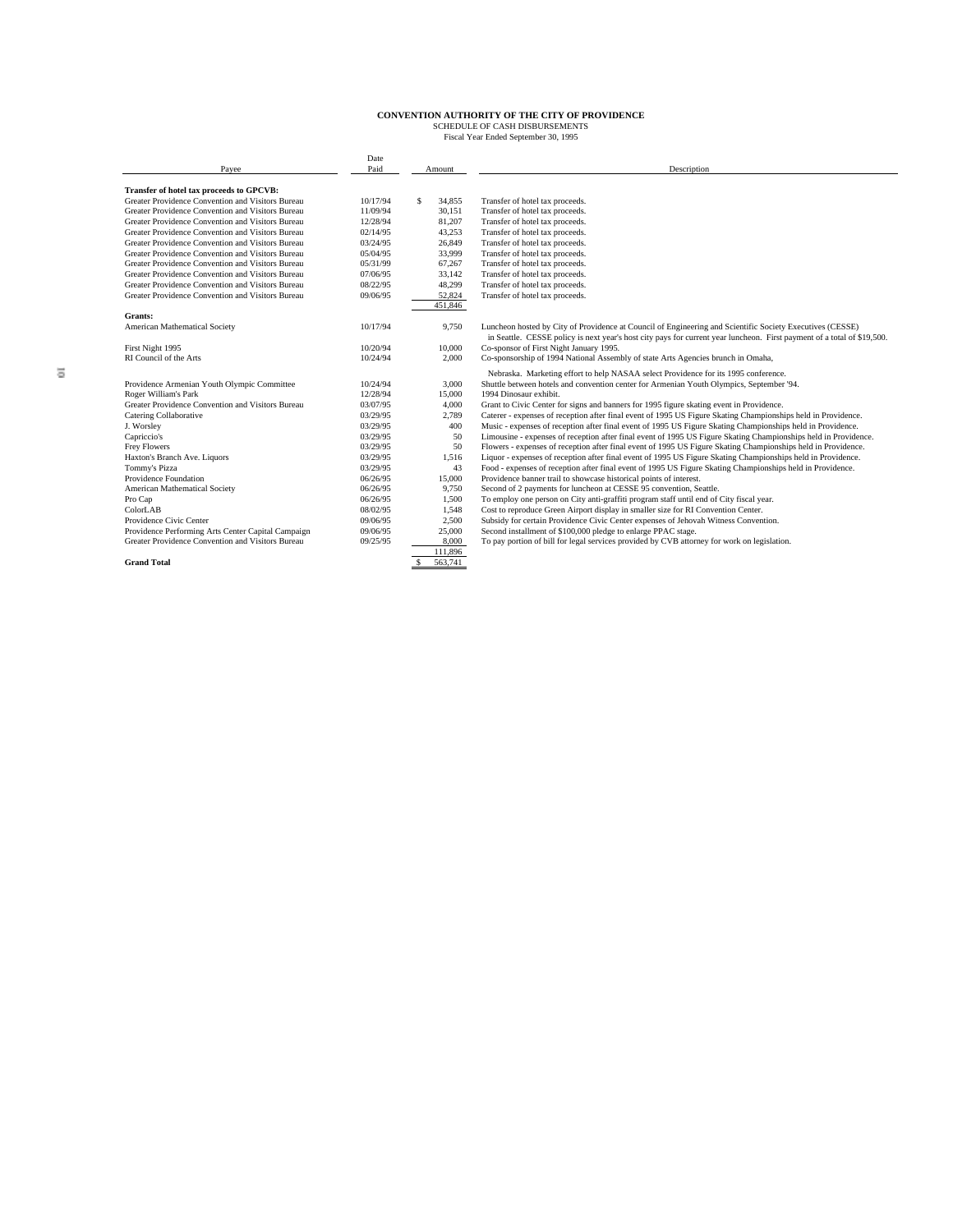**CONVENTION AUTHORITY OF THE CITY OF PROVIDENCE**
SCHEDULE OF CASH DISBURSEMENTS
Fiscal Year Ended September 30, 1995

| Payee | Date Paid | Amount | Description |
|---|---|---|---|
| **Transfer of hotel tax proceeds to GPCVB:** | | | |
| Greater Providence Convention and Visitors Bureau | 10/17/94 | $ 34,855 | Transfer of hotel tax proceeds. |
| Greater Providence Convention and Visitors Bureau | 11/09/94 | 30,151 | Transfer of hotel tax proceeds. |
| Greater Providence Convention and Visitors Bureau | 12/28/94 | 81,207 | Transfer of hotel tax proceeds. |
| Greater Providence Convention and Visitors Bureau | 02/14/95 | 43,253 | Transfer of hotel tax proceeds. |
| Greater Providence Convention and Visitors Bureau | 03/24/95 | 26,849 | Transfer of hotel tax proceeds. |
| Greater Providence Convention and Visitors Bureau | 05/04/95 | 33,999 | Transfer of hotel tax proceeds. |
| Greater Providence Convention and Visitors Bureau | 05/31/99 | 67,267 | Transfer of hotel tax proceeds. |
| Greater Providence Convention and Visitors Bureau | 07/06/95 | 33,142 | Transfer of hotel tax proceeds. |
| Greater Providence Convention and Visitors Bureau | 08/22/95 | 48,299 | Transfer of hotel tax proceeds. |
| Greater Providence Convention and Visitors Bureau | 09/06/95 | 52,824 | Transfer of hotel tax proceeds. |
| | | 451,846 | |
| **Grants:** | | | |
| American Mathematical Society | 10/17/94 | 9,750 | Luncheon hosted by City of Providence at Council of Engineering and Scientific Society Executives (CESSE) in Seattle. CESSE policy is next year's host city pays for current year luncheon. First payment of a total of $19,500. |
| First Night 1995 | 10/20/94 | 10,000 | Co-sponsor of First Night January 1995. |
| RI Council of the Arts | 10/24/94 | 2,000 | Co-sponsorship of 1994 National Assembly of state Arts Agencies brunch in Omaha, Nebraska. Marketing effort to help NASAA select Providence for its 1995 conference. |
| Providence Armenian Youth Olympic Committee | 10/24/94 | 3,000 | Shuttle between hotels and convention center for Armenian Youth Olympics, September '94. |
| Roger William's Park | 12/28/94 | 15,000 | 1994 Dinosaur exhibit. |
| Greater Providence Convention and Visitors Bureau | 03/07/95 | 4,000 | Grant to Civic Center for signs and banners for 1995 figure skating event in Providence. |
| Catering Collaborative | 03/29/95 | 2,789 | Caterer - expenses of reception after final event of 1995 US Figure Skating Championships held in Providence. |
| J. Worsley | 03/29/95 | 400 | Music - expenses of reception after final event of 1995 US Figure Skating Championships held in Providence. |
| Capriccio's | 03/29/95 | 50 | Limousine - expenses of reception after final event of 1995 US Figure Skating Championships held in Providence. |
| Frey Flowers | 03/29/95 | 50 | Flowers - expenses of reception after final event of 1995 US Figure Skating Championships held in Providence. |
| Haxton's Branch Ave. Liquors | 03/29/95 | 1,516 | Liquor - expenses of reception after final event of 1995 US Figure Skating Championships held in Providence. |
| Tommy's Pizza | 03/29/95 | 43 | Food - expenses of reception after final event of 1995 US Figure Skating Championships held in Providence. |
| Providence Foundation | 06/26/95 | 15,000 | Providence banner trail to showcase historical points of interest. |
| American Mathematical Society | 06/26/95 | 9,750 | Second of 2 payments for luncheon at CESSE 95 convention, Seattle. |
| Pro Cap | 06/26/95 | 1,500 | To employ one person on City anti-graffiti program staff until end of City fiscal year. |
| ColorLAB | 08/02/95 | 1,548 | Cost to reproduce Green Airport display in smaller size for RI Convention Center. |
| Providence Civic Center | 09/06/95 | 2,500 | Subsidy for certain Providence Civic Center expenses of Jehovah Witness Convention. |
| Providence Performing Arts Center Capital Campaign | 09/06/95 | 25,000 | Second installment of $100,000 pledge to enlarge PPAC stage. |
| Greater Providence Convention and Visitors Bureau | 09/25/95 | 8,000 | To pay portion of bill for legal services provided by CVB attorney for work on legislation. |
| | | 111,896 | |
| **Grand Total** | | $ 563,741 | |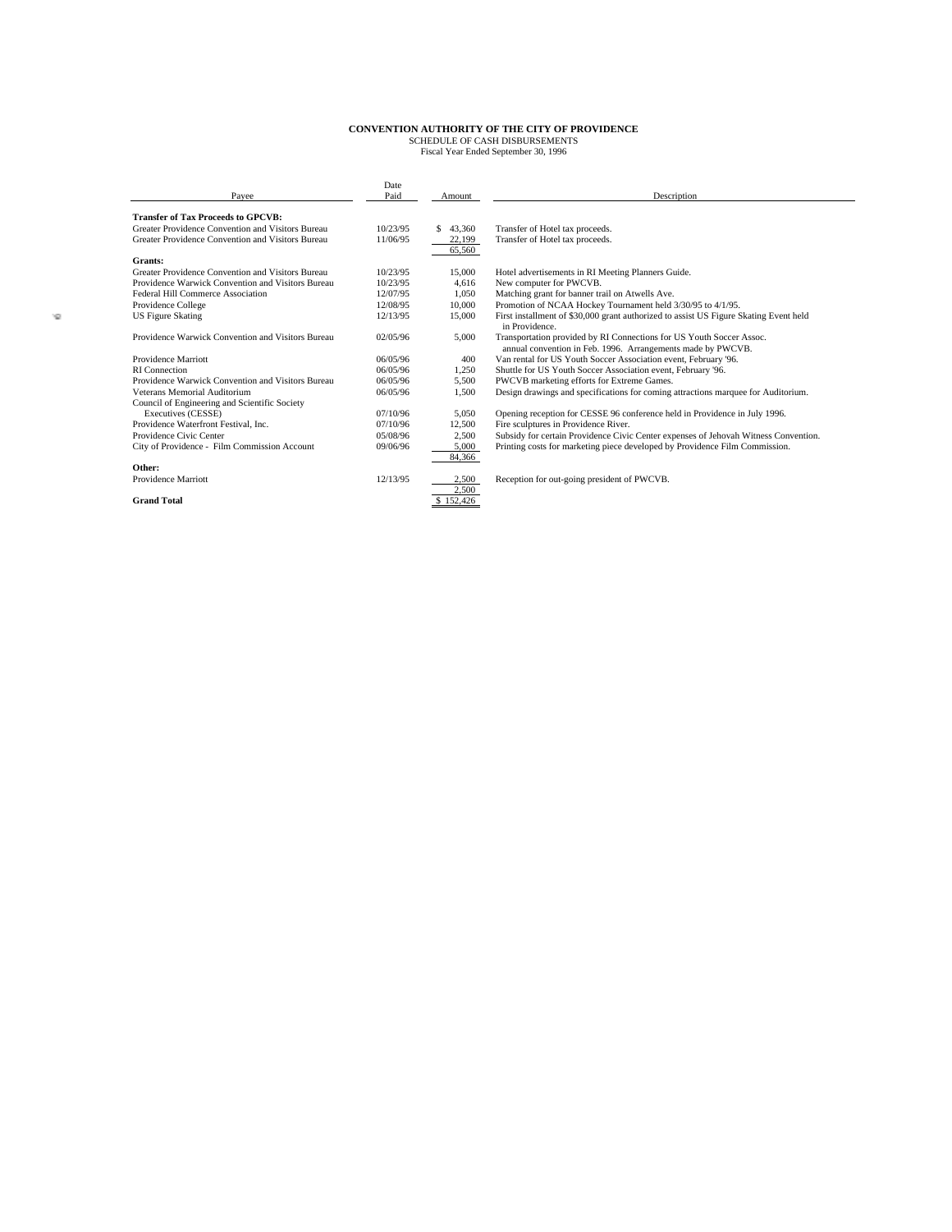**CONVENTION AUTHORITY OF THE CITY OF PROVIDENCE**
SCHEDULE OF CASH DISBURSEMENTS
Fiscal Year Ended September 30, 1996

| Payee | Date Paid | Amount | Description |
|---|---|---|---|
| **Transfer of Tax Proceeds to GPCVB:** | | | |
| Greater Providence Convention and Visitors Bureau | 10/23/95 | $ 43,360 | Transfer of Hotel tax proceeds. |
| Greater Providence Convention and Visitors Bureau | 11/06/95 | 22,199 | Transfer of Hotel tax proceeds. |
| | | 65,560 | |
| **Grants:** | | | |
| Greater Providence Convention and Visitors Bureau | 10/23/95 | 15,000 | Hotel advertisements in RI Meeting Planners Guide. |
| Providence Warwick Convention and Visitors Bureau | 10/23/95 | 4,616 | New computer for PWCVB. |
| Federal Hill Commerce Association | 12/07/95 | 1,050 | Matching grant for banner trail on Atwells Ave. |
| Providence College | 12/08/95 | 10,000 | Promotion of NCAA Hockey Tournament held 3/30/95 to 4/1/95. |
| US Figure Skating | 12/13/95 | 15,000 | First installment of $30,000 grant authorized to assist US Figure Skating Event held in Providence. |
| Providence Warwick Convention and Visitors Bureau | 02/05/96 | 5,000 | Transportation provided by RI Connections for US Youth Soccer Assoc. annual convention in Feb. 1996. Arrangements made by PWCVB. |
| Providence Marriott | 06/05/96 | 400 | Van rental for US Youth Soccer Association event, February '96. |
| RI Connection | 06/05/96 | 1,250 | Shuttle for US Youth Soccer Association event, February '96. |
| Providence Warwick Convention and Visitors Bureau | 06/05/96 | 5,500 | PWCVB marketing efforts for Extreme Games. |
| Veterans Memorial Auditorium | 06/05/96 | 1,500 | Design drawings and specifications for coming attractions marquee for Auditorium. |
| Council of Engineering and Scientific Society Executives (CESSE) | 07/10/96 | 5,050 | Opening reception for CESSE 96 conference held in Providence in July 1996. |
| Providence Waterfront Festival, Inc. | 07/10/96 | 12,500 | Fire sculptures in Providence River. |
| Providence Civic Center | 05/08/96 | 2,500 | Subsidy for certain Providence Civic Center expenses of Jehovah Witness Convention. |
| City of Providence - Film Commission Account | 09/06/96 | 5,000 | Printing costs for marketing piece developed by Providence Film Commission. |
| | | 84,366 | |
| **Other:** | | | |
| Providence Marriott | 12/13/95 | 2,500 | Reception for out-going president of PWCVB. |
| | | 2,500 | |
| **Grand Total** | | $ 152,426 | |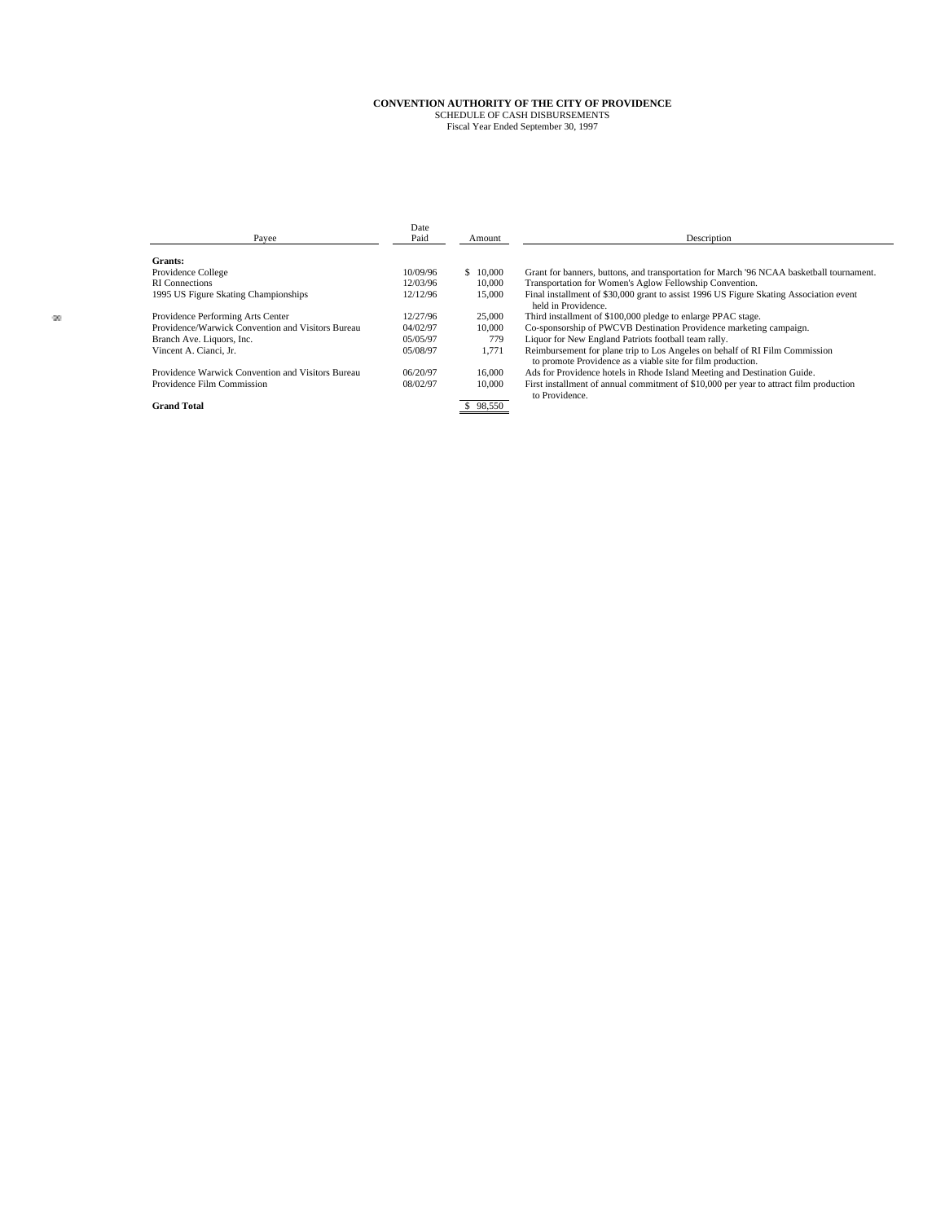**CONVENTION AUTHORITY OF THE CITY OF PROVIDENCE**
SCHEDULE OF CASH DISBURSEMENTS
Fiscal Year Ended September 30, 1997

| Payee | Date Paid | Amount | Description |
|---|---|---|---|
| **Grants:** | | | |
| Providence College | 10/09/96 | $ 10,000 | Grant for banners, buttons, and transportation for March '96 NCAA basketball tournament. |
| RI Connections | 12/03/96 | 10,000 | Transportation for Women's Aglow Fellowship Convention. |
| 1995 US Figure Skating Championships | 12/12/96 | 15,000 | Final installment of $30,000 grant to assist 1996 US Figure Skating Association event held in Providence. |
| Providence Performing Arts Center | 12/27/96 | 25,000 | Third installment of $100,000 pledge to enlarge PPAC stage. |
| Providence/Warwick Convention and Visitors Bureau | 04/02/97 | 10,000 | Co-sponsorship of PWCVB Destination Providence marketing campaign. |
| Branch Ave. Liquors, Inc. | 05/05/97 | 779 | Liquor for New England Patriots football team rally. |
| Vincent A. Cianci, Jr. | 05/08/97 | 1,771 | Reimbursement for plane trip to Los Angeles on behalf of RI Film Commission to promote Providence as a viable site for film production. |
| Providence Warwick Convention and Visitors Bureau | 06/20/97 | 16,000 | Ads for Providence hotels in Rhode Island Meeting and Destination Guide. |
| Providence Film Commission | 08/02/97 | 10,000 | First installment of annual commitment of $10,000 per year to attract film production to Providence. |
| **Grand Total** | | $ 98,550 | |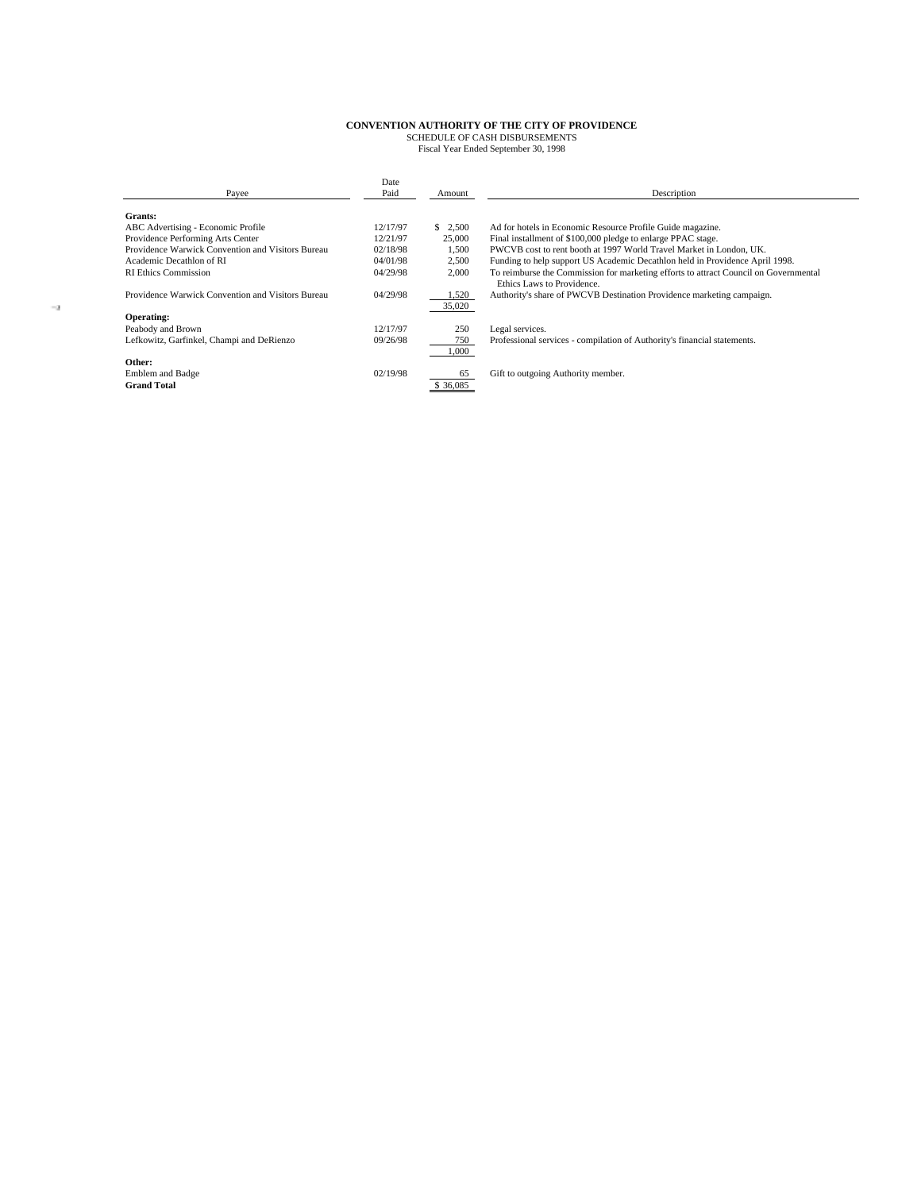**CONVENTION AUTHORITY OF THE CITY OF PROVIDENCE**

SCHEDULE OF CASH DISBURSEMENTS

Fiscal Year Ended September 30, 1998

| Payee | Date Paid | Amount | Description |
|---|---|---|---|
| **Grants:** | | | |
| ABC Advertising - Economic Profile | 12/17/97 | $ 2,500 | Ad for hotels in Economic Resource Profile Guide magazine. |
| Providence Performing Arts Center | 12/21/97 | 25,000 | Final installment of $100,000 pledge to enlarge PPAC stage. |
| Providence Warwick Convention and Visitors Bureau | 02/18/98 | 1,500 | PWCVB cost to rent booth at 1997 World Travel Market in London, UK. |
| Academic Decathlon of RI | 04/01/98 | 2,500 | Funding to help support US Academic Decathlon held in Providence April 1998. |
| RI Ethics Commission | 04/29/98 | 2,000 | To reimburse the Commission for marketing efforts to attract Council on Governmental Ethics Laws to Providence. |
| Providence Warwick Convention and Visitors Bureau | 04/29/98 | 1,520 | Authority's share of PWCVB Destination Providence marketing campaign. |
| | | 35,020 | |
| **Operating:** | | | |
| Peabody and Brown | 12/17/97 | 250 | Legal services. |
| Lefkowitz, Garfinkel, Champi and DeRienzo | 09/26/98 | 750 | Professional services - compilation of Authority's financial statements. |
| | | 1,000 | |
| **Other:** | | | |
| Emblem and Badge | 02/19/98 | 65 | Gift to outgoing Authority member. |
| **Grand Total** | | $ 36,085 | |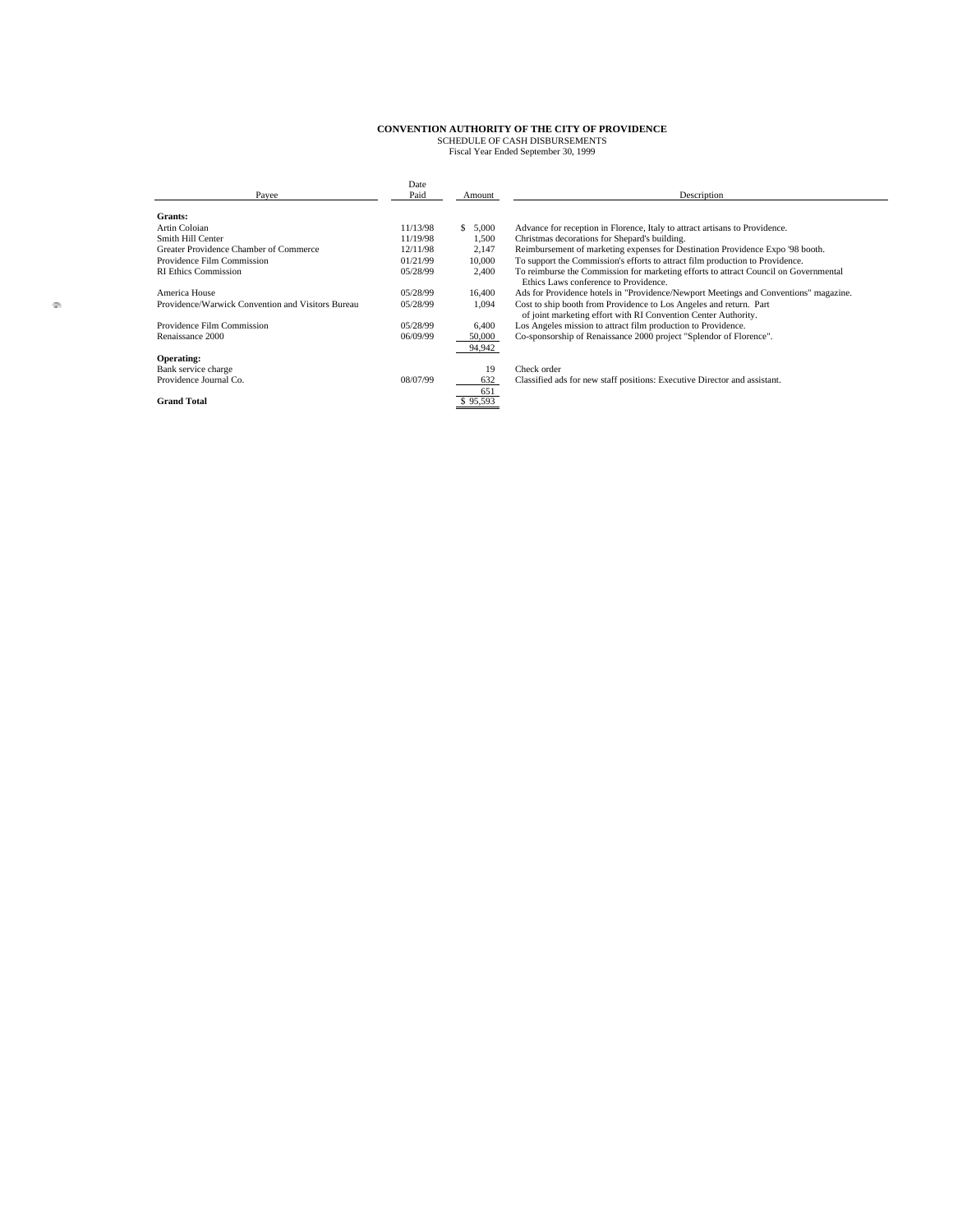**CONVENTION AUTHORITY OF THE CITY OF PROVIDENCE**
SCHEDULE OF CASH DISBURSEMENTS
Fiscal Year Ended September 30, 1999

| Payee | Date Paid | Amount | Description |
|---|---|---|---|
| **Grants:** | | | |
| Artin Coloian | 11/13/98 | $ 5,000 | Advance for reception in Florence, Italy to attract artisans to Providence. |
| Smith Hill Center | 11/19/98 | 1,500 | Christmas decorations for Shepard's building. |
| Greater Providence Chamber of Commerce | 12/11/98 | 2,147 | Reimbursement of marketing expenses for Destination Providence Expo '98 booth. |
| Providence Film Commission | 01/21/99 | 10,000 | To support the Commission's efforts to attract film production to Providence. |
| RI Ethics Commission | 05/28/99 | 2,400 | To reimburse the Commission for marketing efforts to attract Council on Governmental Ethics Laws conference to Providence. |
| America House | 05/28/99 | 16,400 | Ads for Providence hotels in "Providence/Newport Meetings and Conventions" magazine. |
| Providence/Warwick Convention and Visitors Bureau | 05/28/99 | 1,094 | Cost to ship booth from Providence to Los Angeles and return. Part of joint marketing effort with RI Convention Center Authority. |
| Providence Film Commission | 05/28/99 | 6,400 | Los Angeles mission to attract film production to Providence. |
| Renaissance 2000 | 06/09/99 | 50,000 | Co-sponsorship of Renaissance 2000 project "Splendor of Florence". |
| | | 94,942 | |
| **Operating:** | | | |
| Bank service charge | | 19 | Check order |
| Providence Journal Co. | 08/07/99 | 632 | Classified ads for new staff positions: Executive Director and assistant. |
| | | 651 | |
| **Grand Total** | | $ 95,593 | |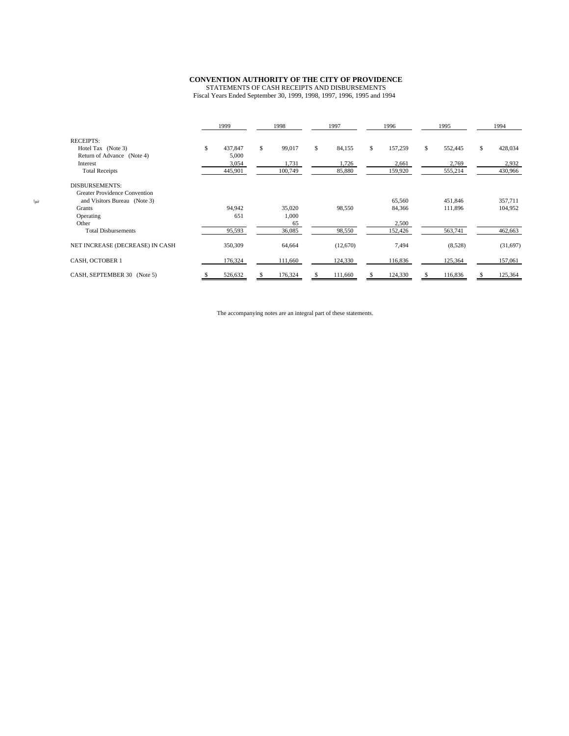**CONVENTION AUTHORITY OF THE CITY OF PROVIDENCE**
STATEMENTS OF CASH RECEIPTS AND DISBURSEMENTS
Fiscal Years Ended September 30, 1999, 1998, 1997, 1996, 1995 and 1994

| | 1999 | 1998 | 1997 | 1996 | 1995 | 1994 |
|---|---|---|---|---|---|---|
| RECEIPTS: | | | | | | |
| Hotel Tax (Note 3) | $ 437,847 | $ 99,017 | $ 84,155 | $ 157,259 | $ 552,445 | $ 428,034 |
| Return of Advance (Note 4) | 5,000 | | | | | |
| Interest | 3,054 | 1,731 | 1,726 | 2,661 | 2,769 | 2,932 |
| Total Receipts | 445,901 | 100,749 | 85,880 | 159,920 | 555,214 | 430,966 |
| DISBURSEMENTS: | | | | | | |
| Greater Providence Convention and Visitors Bureau (Note 3) | | | | 65,560 | 451,846 | 357,711 |
| Grants | 94,942 | 35,020 | 98,550 | 84,366 | 111,896 | 104,952 |
| Operating | 651 | 1,000 | | | | |
| Other | | 65 | | 2,500 | | |
| Total Disbursements | 95,593 | 36,085 | 98,550 | 152,426 | 563,741 | 462,663 |
| NET INCREASE (DECREASE) IN CASH | 350,309 | 64,664 | (12,670) | 7,494 | (8,528) | (31,697) |
| CASH, OCTOBER 1 | 176,324 | 111,660 | 124,330 | 116,836 | 125,364 | 157,061 |
| CASH, SEPTEMBER 30 (Note 5) | $ 526,632 | $ 176,324 | $ 111,660 | $ 124,330 | $ 116,836 | $ 125,364 |

The accompanying notes are an integral part of these statements.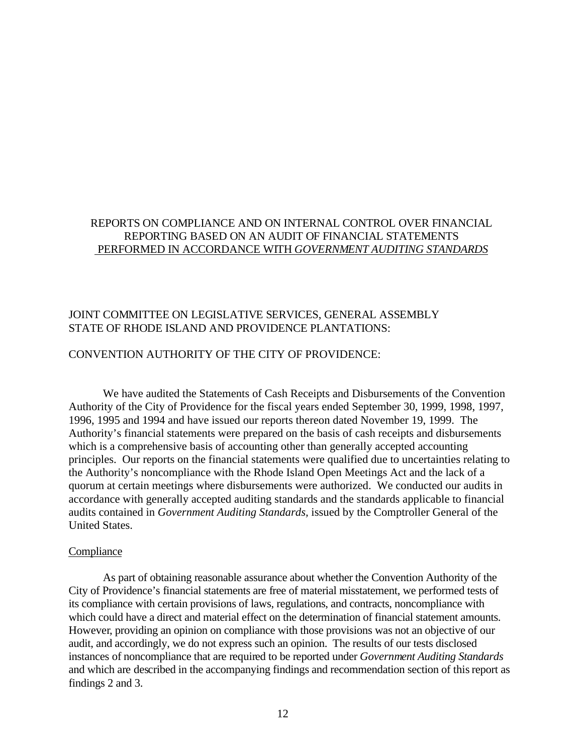## REPORTS ON COMPLIANCE AND ON INTERNAL CONTROL OVER FINANCIAL REPORTING BASED ON AN AUDIT OF FINANCIAL STATEMENTS PERFORMED IN ACCORDANCE WITH *GOVERNMENT AUDITING STANDARDS*

JOINT COMMITTEE ON LEGISLATIVE SERVICES, GENERAL ASSEMBLY
STATE OF RHODE ISLAND AND PROVIDENCE PLANTATIONS:

CONVENTION AUTHORITY OF THE CITY OF PROVIDENCE:

We have audited the Statements of Cash Receipts and Disbursements of the Convention Authority of the City of Providence for the fiscal years ended September 30, 1999, 1998, 1997, 1996, 1995 and 1994 and have issued our reports thereon dated November 19, 1999. The Authority's financial statements were prepared on the basis of cash receipts and disbursements which is a comprehensive basis of accounting other than generally accepted accounting principles. Our reports on the financial statements were qualified due to uncertainties relating to the Authority's noncompliance with the Rhode Island Open Meetings Act and the lack of a quorum at certain meetings where disbursements were authorized. We conducted our audits in accordance with generally accepted auditing standards and the standards applicable to financial audits contained in *Government Auditing Standards,* issued by the Comptroller General of the United States.

### Compliance

As part of obtaining reasonable assurance about whether the Convention Authority of the City of Providence's financial statements are free of material misstatement, we performed tests of its compliance with certain provisions of laws, regulations, and contracts, noncompliance with which could have a direct and material effect on the determination of financial statement amounts. However, providing an opinion on compliance with those provisions was not an objective of our audit, and accordingly, we do not express such an opinion. The results of our tests disclosed instances of noncompliance that are required to be reported under *Government Auditing Standards* and which are described in the accompanying findings and recommendation section of this report as findings 2 and 3.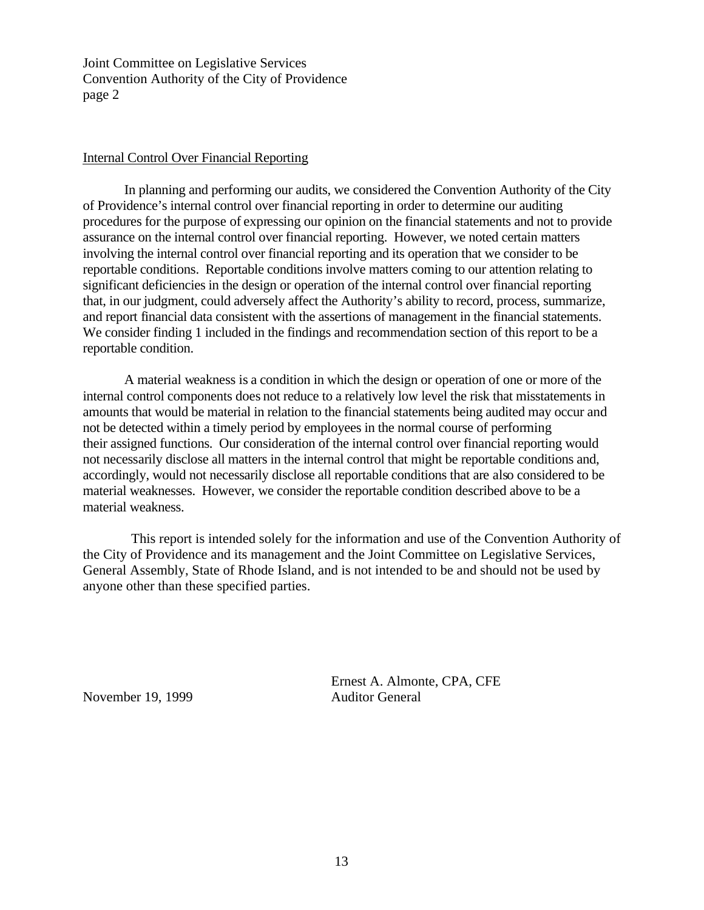Joint Committee on Legislative Services
Convention Authority of the City of Providence
page 2

Internal Control Over Financial Reporting

In planning and performing our audits, we considered the Convention Authority of the City of Providence's internal control over financial reporting in order to determine our auditing procedures for the purpose of expressing our opinion on the financial statements and not to provide assurance on the internal control over financial reporting. However, we noted certain matters involving the internal control over financial reporting and its operation that we consider to be reportable conditions. Reportable conditions involve matters coming to our attention relating to significant deficiencies in the design or operation of the internal control over financial reporting that, in our judgment, could adversely affect the Authority's ability to record, process, summarize, and report financial data consistent with the assertions of management in the financial statements. We consider finding 1 included in the findings and recommendation section of this report to be a reportable condition.

A material weakness is a condition in which the design or operation of one or more of the internal control components does not reduce to a relatively low level the risk that misstatements in amounts that would be material in relation to the financial statements being audited may occur and not be detected within a timely period by employees in the normal course of performing their assigned functions. Our consideration of the internal control over financial reporting would not necessarily disclose all matters in the internal control that might be reportable conditions and, accordingly, would not necessarily disclose all reportable conditions that are also considered to be material weaknesses. However, we consider the reportable condition described above to be a material weakness.

This report is intended solely for the information and use of the Convention Authority of the City of Providence and its management and the Joint Committee on Legislative Services, General Assembly, State of Rhode Island, and is not intended to be and should not be used by anyone other than these specified parties.

Ernest A. Almonte, CPA, CFE
Auditor General

November 19, 1999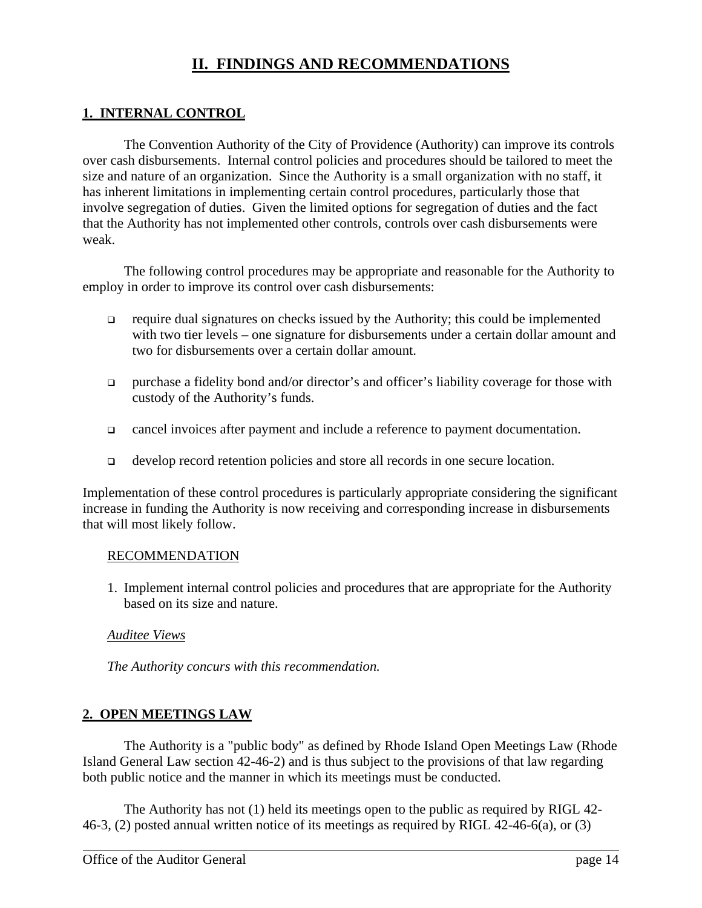# II. FINDINGS AND RECOMMENDATIONS

## 1. INTERNAL CONTROL

The Convention Authority of the City of Providence (Authority) can improve its controls over cash disbursements. Internal control policies and procedures should be tailored to meet the size and nature of an organization. Since the Authority is a small organization with no staff, it has inherent limitations in implementing certain control procedures, particularly those that involve segregation of duties. Given the limited options for segregation of duties and the fact that the Authority has not implemented other controls, controls over cash disbursements were weak.

The following control procedures may be appropriate and reasonable for the Authority to employ in order to improve its control over cash disbursements:

- require dual signatures on checks issued by the Authority; this could be implemented with two tier levels – one signature for disbursements under a certain dollar amount and two for disbursements over a certain dollar amount.
- purchase a fidelity bond and/or director's and officer's liability coverage for those with custody of the Authority's funds.
- cancel invoices after payment and include a reference to payment documentation.
- develop record retention policies and store all records in one secure location.

Implementation of these control procedures is particularly appropriate considering the significant increase in funding the Authority is now receiving and corresponding increase in disbursements that will most likely follow.

RECOMMENDATION

1. Implement internal control policies and procedures that are appropriate for the Authority based on its size and nature.

*Auditee Views*

*The Authority concurs with this recommendation.*

## 2. OPEN MEETINGS LAW

The Authority is a "public body" as defined by Rhode Island Open Meetings Law (Rhode Island General Law section 42-46-2) and is thus subject to the provisions of that law regarding both public notice and the manner in which its meetings must be conducted.

The Authority has not (1) held its meetings open to the public as required by RIGL 42-46-3, (2) posted annual written notice of its meetings as required by RIGL 42-46-6(a), or (3)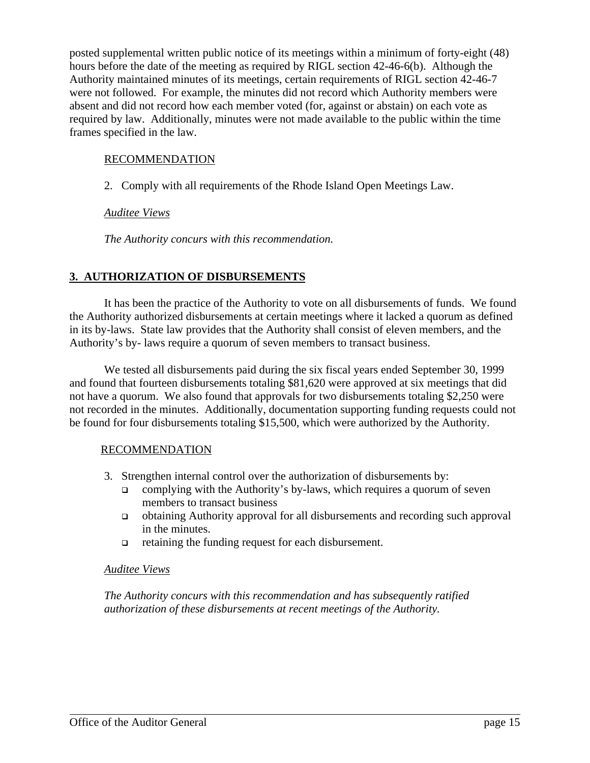posted supplemental written public notice of its meetings within a minimum of forty-eight (48) hours before the date of the meeting as required by RIGL section 42-46-6(b). Although the Authority maintained minutes of its meetings, certain requirements of RIGL section 42-46-7 were not followed. For example, the minutes did not record which Authority members were absent and did not record how each member voted (for, against or abstain) on each vote as required by law. Additionally, minutes were not made available to the public within the time frames specified in the law.

<u>RECOMMENDATION</u>

2. Comply with all requirements of the Rhode Island Open Meetings Law.

*<u>Auditee Views</u>*

*The Authority concurs with this recommendation.*

## 3. AUTHORIZATION OF DISBURSEMENTS

It has been the practice of the Authority to vote on all disbursements of funds. We found the Authority authorized disbursements at certain meetings where it lacked a quorum as defined in its by-laws. State law provides that the Authority shall consist of eleven members, and the Authority's by- laws require a quorum of seven members to transact business.

We tested all disbursements paid during the six fiscal years ended September 30, 1999 and found that fourteen disbursements totaling $81,620 were approved at six meetings that did not have a quorum. We also found that approvals for two disbursements totaling $2,250 were not recorded in the minutes. Additionally, documentation supporting funding requests could not be found for four disbursements totaling $15,500, which were authorized by the Authority.

<u>RECOMMENDATION</u>

3. Strengthen internal control over the authorization of disbursements by:
   - complying with the Authority's by-laws, which requires a quorum of seven members to transact business
   - obtaining Authority approval for all disbursements and recording such approval in the minutes.
   - retaining the funding request for each disbursement.

*<u>Auditee Views</u>*

*The Authority concurs with this recommendation and has subsequently ratified authorization of these disbursements at recent meetings of the Authority.*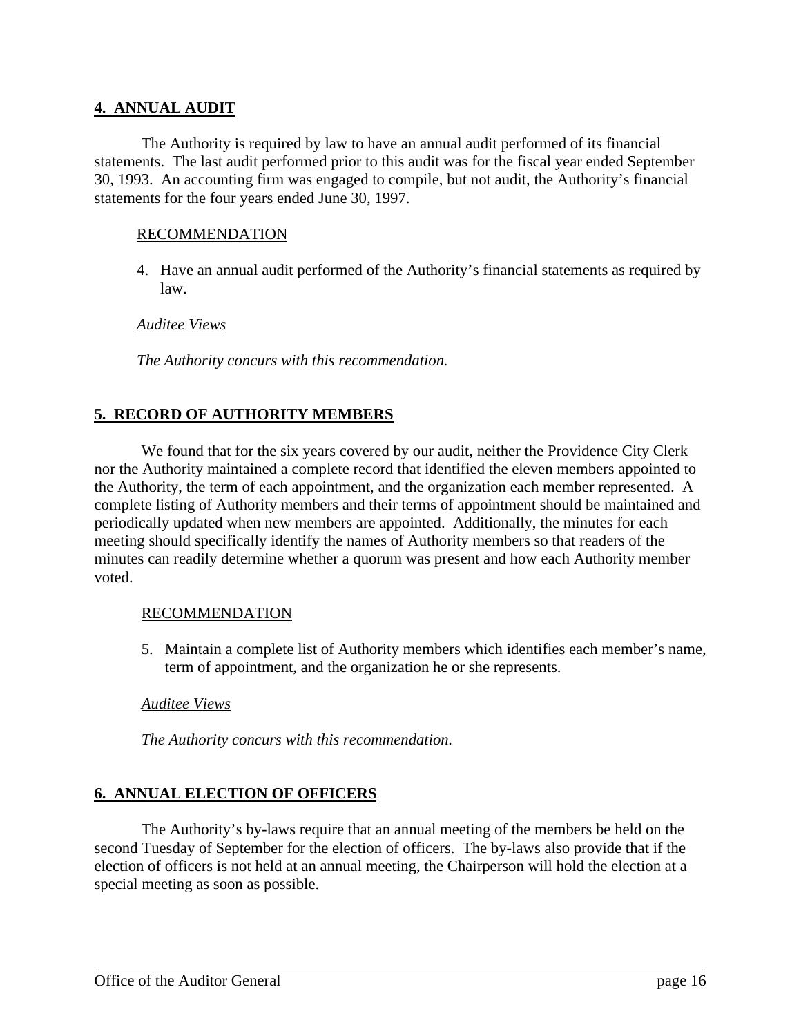## 4. ANNUAL AUDIT

The Authority is required by law to have an annual audit performed of its financial statements. The last audit performed prior to this audit was for the fiscal year ended September 30, 1993. An accounting firm was engaged to compile, but not audit, the Authority's financial statements for the four years ended June 30, 1997.

RECOMMENDATION

4. Have an annual audit performed of the Authority's financial statements as required by law.

*Auditee Views*

*The Authority concurs with this recommendation.*

## 5. RECORD OF AUTHORITY MEMBERS

We found that for the six years covered by our audit, neither the Providence City Clerk nor the Authority maintained a complete record that identified the eleven members appointed to the Authority, the term of each appointment, and the organization each member represented. A complete listing of Authority members and their terms of appointment should be maintained and periodically updated when new members are appointed. Additionally, the minutes for each meeting should specifically identify the names of Authority members so that readers of the minutes can readily determine whether a quorum was present and how each Authority member voted.

RECOMMENDATION

5. Maintain a complete list of Authority members which identifies each member's name, term of appointment, and the organization he or she represents.

*Auditee Views*

*The Authority concurs with this recommendation.*

## 6. ANNUAL ELECTION OF OFFICERS

The Authority's by-laws require that an annual meeting of the members be held on the second Tuesday of September for the election of officers. The by-laws also provide that if the election of officers is not held at an annual meeting, the Chairperson will hold the election at a special meeting as soon as possible.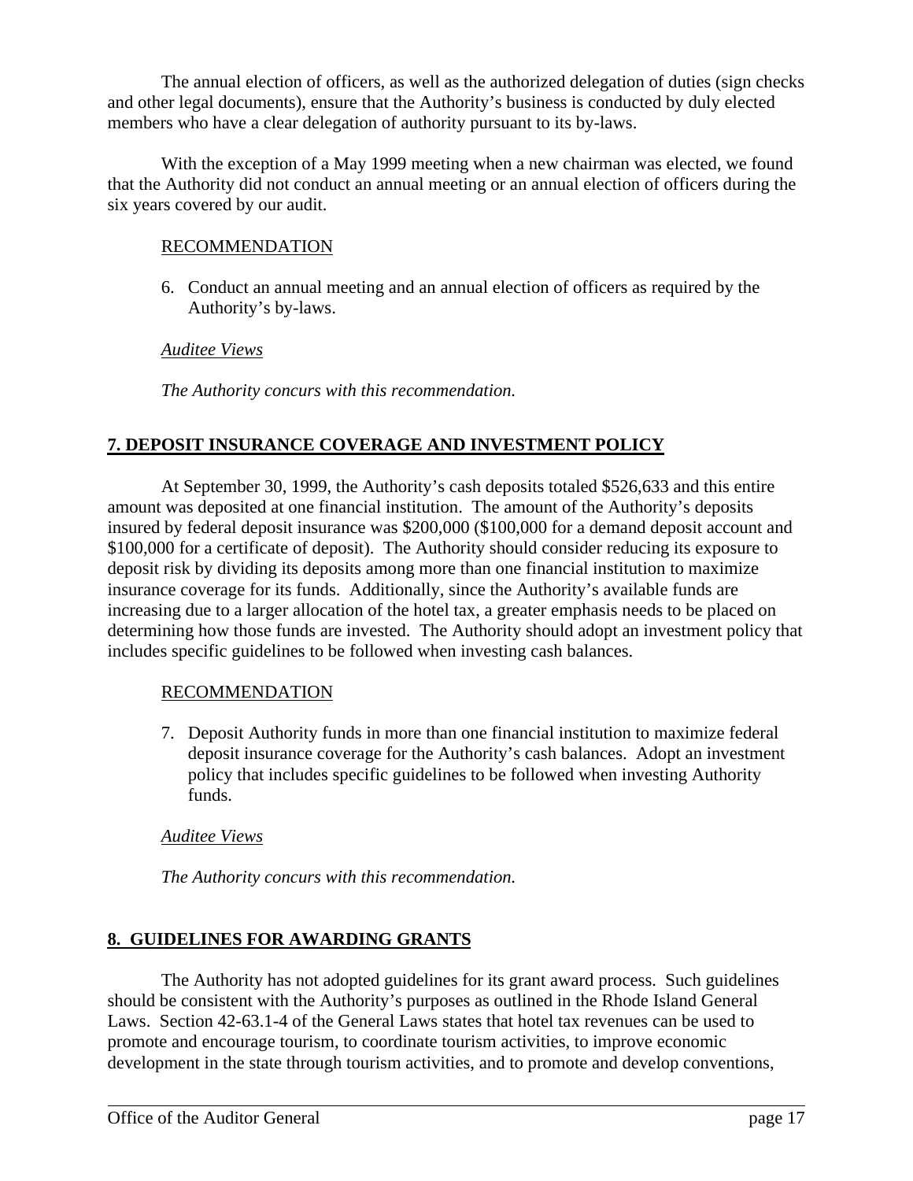The annual election of officers, as well as the authorized delegation of duties (sign checks and other legal documents), ensure that the Authority's business is conducted by duly elected members who have a clear delegation of authority pursuant to its by-laws.

With the exception of a May 1999 meeting when a new chairman was elected, we found that the Authority did not conduct an annual meeting or an annual election of officers during the six years covered by our audit.

RECOMMENDATION

6. Conduct an annual meeting and an annual election of officers as required by the Authority's by-laws.

*Auditee Views*

*The Authority concurs with this recommendation.*

## 7. DEPOSIT INSURANCE COVERAGE AND INVESTMENT POLICY

At September 30, 1999, the Authority's cash deposits totaled $526,633 and this entire amount was deposited at one financial institution. The amount of the Authority's deposits insured by federal deposit insurance was $200,000 ($100,000 for a demand deposit account and $100,000 for a certificate of deposit). The Authority should consider reducing its exposure to deposit risk by dividing its deposits among more than one financial institution to maximize insurance coverage for its funds. Additionally, since the Authority's available funds are increasing due to a larger allocation of the hotel tax, a greater emphasis needs to be placed on determining how those funds are invested. The Authority should adopt an investment policy that includes specific guidelines to be followed when investing cash balances.

RECOMMENDATION

7. Deposit Authority funds in more than one financial institution to maximize federal deposit insurance coverage for the Authority's cash balances. Adopt an investment policy that includes specific guidelines to be followed when investing Authority funds.

*Auditee Views*

*The Authority concurs with this recommendation.*

## 8. GUIDELINES FOR AWARDING GRANTS

The Authority has not adopted guidelines for its grant award process. Such guidelines should be consistent with the Authority's purposes as outlined in the Rhode Island General Laws. Section 42-63.1-4 of the General Laws states that hotel tax revenues can be used to promote and encourage tourism, to coordinate tourism activities, to improve economic development in the state through tourism activities, and to promote and develop conventions,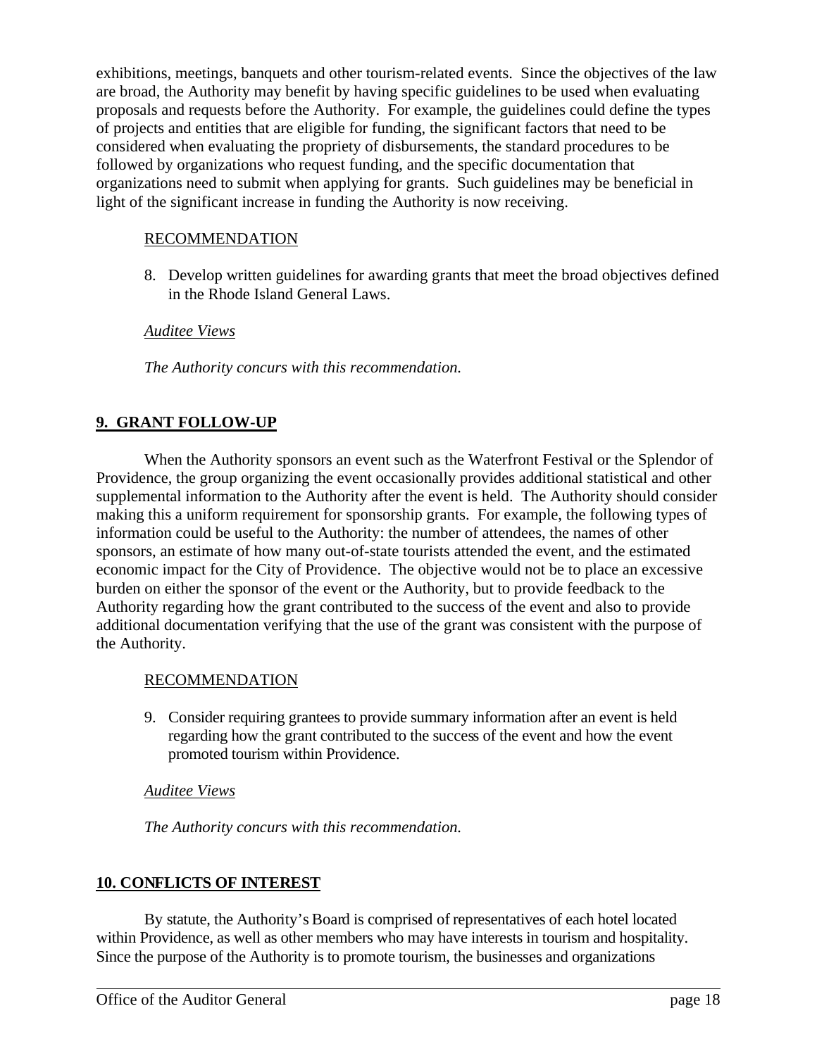exhibitions, meetings, banquets and other tourism-related events. Since the objectives of the law are broad, the Authority may benefit by having specific guidelines to be used when evaluating proposals and requests before the Authority. For example, the guidelines could define the types of projects and entities that are eligible for funding, the significant factors that need to be considered when evaluating the propriety of disbursements, the standard procedures to be followed by organizations who request funding, and the specific documentation that organizations need to submit when applying for grants. Such guidelines may be beneficial in light of the significant increase in funding the Authority is now receiving.

RECOMMENDATION

8. Develop written guidelines for awarding grants that meet the broad objectives defined in the Rhode Island General Laws.

*Auditee Views*

*The Authority concurs with this recommendation.*

## 9. GRANT FOLLOW-UP

When the Authority sponsors an event such as the Waterfront Festival or the Splendor of Providence, the group organizing the event occasionally provides additional statistical and other supplemental information to the Authority after the event is held. The Authority should consider making this a uniform requirement for sponsorship grants. For example, the following types of information could be useful to the Authority: the number of attendees, the names of other sponsors, an estimate of how many out-of-state tourists attended the event, and the estimated economic impact for the City of Providence. The objective would not be to place an excessive burden on either the sponsor of the event or the Authority, but to provide feedback to the Authority regarding how the grant contributed to the success of the event and also to provide additional documentation verifying that the use of the grant was consistent with the purpose of the Authority.

RECOMMENDATION

9. Consider requiring grantees to provide summary information after an event is held regarding how the grant contributed to the success of the event and how the event promoted tourism within Providence.

*Auditee Views*

*The Authority concurs with this recommendation.*

## 10. CONFLICTS OF INTEREST

By statute, the Authority's Board is comprised of representatives of each hotel located within Providence, as well as other members who may have interests in tourism and hospitality. Since the purpose of the Authority is to promote tourism, the businesses and organizations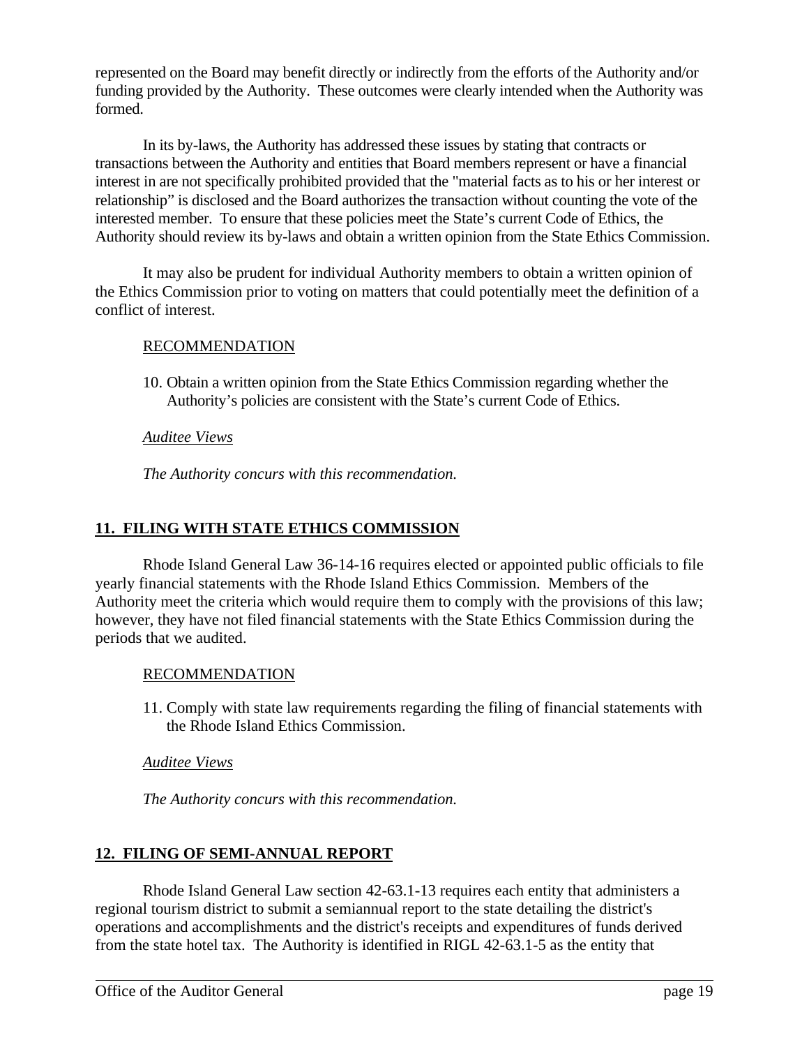represented on the Board may benefit directly or indirectly from the efforts of the Authority and/or funding provided by the Authority. These outcomes were clearly intended when the Authority was formed.

In its by-laws, the Authority has addressed these issues by stating that contracts or transactions between the Authority and entities that Board members represent or have a financial interest in are not specifically prohibited provided that the "material facts as to his or her interest or relationship" is disclosed and the Board authorizes the transaction without counting the vote of the interested member. To ensure that these policies meet the State's current Code of Ethics, the Authority should review its by-laws and obtain a written opinion from the State Ethics Commission.

It may also be prudent for individual Authority members to obtain a written opinion of the Ethics Commission prior to voting on matters that could potentially meet the definition of a conflict of interest.

RECOMMENDATION

10. Obtain a written opinion from the State Ethics Commission regarding whether the Authority's policies are consistent with the State's current Code of Ethics.

*Auditee Views*

*The Authority concurs with this recommendation.*

## 11. FILING WITH STATE ETHICS COMMISSION

Rhode Island General Law 36-14-16 requires elected or appointed public officials to file yearly financial statements with the Rhode Island Ethics Commission. Members of the Authority meet the criteria which would require them to comply with the provisions of this law; however, they have not filed financial statements with the State Ethics Commission during the periods that we audited.

RECOMMENDATION

11. Comply with state law requirements regarding the filing of financial statements with the Rhode Island Ethics Commission.

*Auditee Views*

*The Authority concurs with this recommendation.*

## 12. FILING OF SEMI-ANNUAL REPORT

Rhode Island General Law section 42-63.1-13 requires each entity that administers a regional tourism district to submit a semiannual report to the state detailing the district's operations and accomplishments and the district's receipts and expenditures of funds derived from the state hotel tax. The Authority is identified in RIGL 42-63.1-5 as the entity that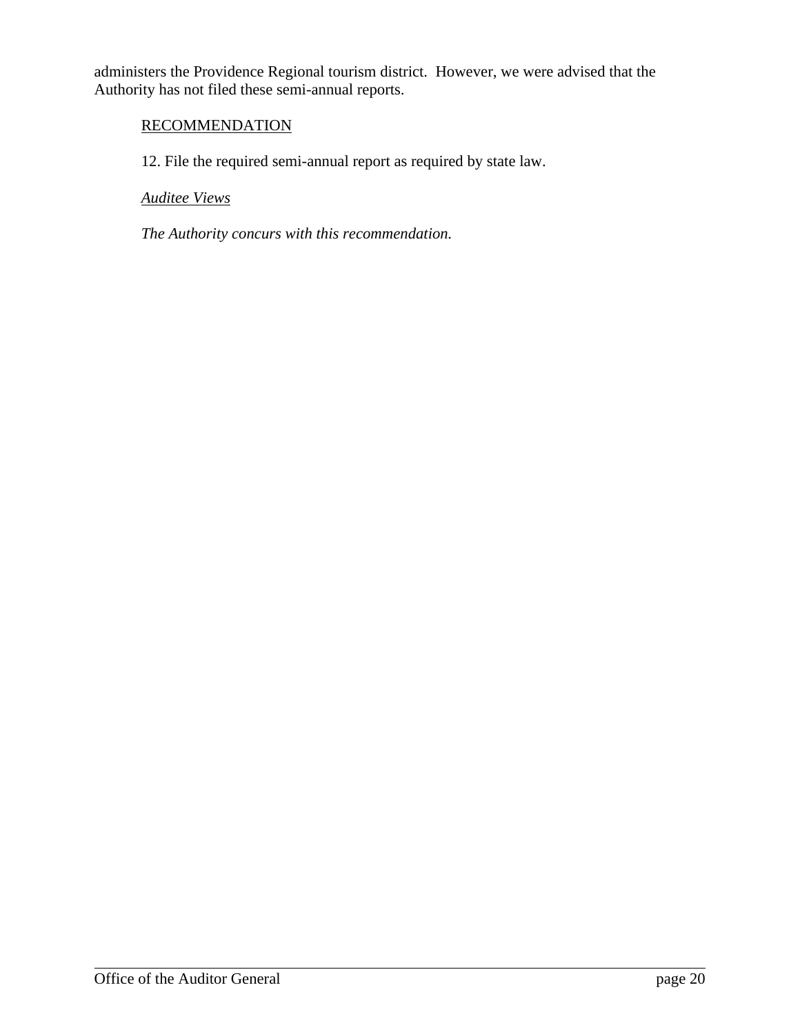administers the Providence Regional tourism district. However, we were advised that the Authority has not filed these semi-annual reports.

RECOMMENDATION

12. File the required semi-annual report as required by state law.

*Auditee Views*

*The Authority concurs with this recommendation.*